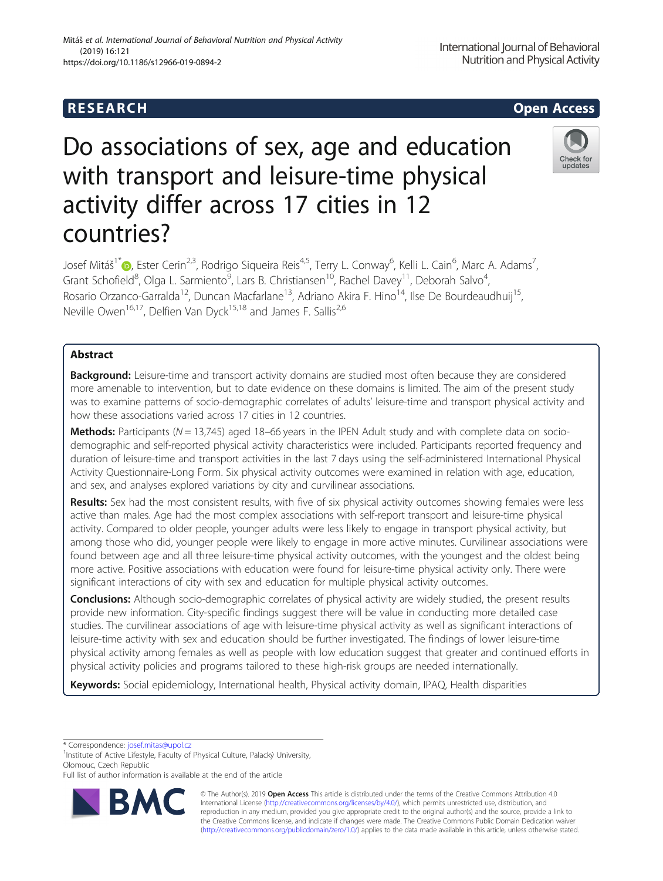RESEARCH

Open Access

# Do associations of sex, age and education with transport and leisure-time physical activity differ across 17 cities in 12 countries?

Josef Mitáš[1*], Ester Cerin[2,3], Rodrigo Siqueira Reis[4,5], Terry L. Conway[6], Kelli L. Cain[6], Marc A. Adams[7], Grant Schofield[8], Olga L. Sarmiento[9], Lars B. Christiansen[10], Rachel Davey[11], Deborah Salvo[4], Rosario Orzanco-Garralda[12], Duncan Macfarlane[13], Adriano Akira F. Hino[14], Ilse De Bourdeaudhuij[15], Neville Owen[16,17], Delfien Van Dyck[15,18] and James F. Sallis[2,6]

## Abstract

**Background:** Leisure-time and transport activity domains are studied most often because they are considered more amenable to intervention, but to date evidence on these domains is limited. The aim of the present study was to examine patterns of socio-demographic correlates of adults' leisure-time and transport physical activity and how these associations varied across 17 cities in 12 countries.

**Methods:** Participants ($N = 13{,}745$) aged 18–66 years in the IPEN Adult study and with complete data on socio-demographic and self-reported physical activity characteristics were included. Participants reported frequency and duration of leisure-time and transport activities in the last 7 days using the self-administered International Physical Activity Questionnaire-Long Form. Six physical activity outcomes were examined in relation with age, education, and sex, and analyses explored variations by city and curvilinear associations.

**Results:** Sex had the most consistent results, with five of six physical activity outcomes showing females were less active than males. Age had the most complex associations with self-report transport and leisure-time physical activity. Compared to older people, younger adults were less likely to engage in transport physical activity, but among those who did, younger people were likely to engage in more active minutes. Curvilinear associations were found between age and all three leisure-time physical activity outcomes, with the youngest and the oldest being more active. Positive associations with education were found for leisure-time physical activity only. There were significant interactions of city with sex and education for multiple physical activity outcomes.

**Conclusions:** Although socio-demographic correlates of physical activity are widely studied, the present results provide new information. City-specific findings suggest there will be value in conducting more detailed case studies. The curvilinear associations of age with leisure-time physical activity as well as significant interactions of leisure-time activity with sex and education should be further investigated. The findings of lower leisure-time physical activity among females as well as people with low education suggest that greater and continued efforts in physical activity policies and programs tailored to these high-risk groups are needed internationally.

**Keywords:** Social epidemiology, International health, Physical activity domain, IPAQ, Health disparities

* Correspondence: josef.mitas@upol.cz

[1]Institute of Active Lifestyle, Faculty of Physical Culture, Palacký University, Olomouc, Czech Republic

Full list of author information is available at the end of the article

© The Author(s). 2019 **Open Access** This article is distributed under the terms of the Creative Commons Attribution 4.0 International License (http://creativecommons.org/licenses/by/4.0/), which permits unrestricted use, distribution, and reproduction in any medium, provided you give appropriate credit to the original author(s) and the source, provide a link to the Creative Commons license, and indicate if changes were made. The Creative Commons Public Domain Dedication waiver (http://creativecommons.org/publicdomain/zero/1.0/) applies to the data made available in this article, unless otherwise stated.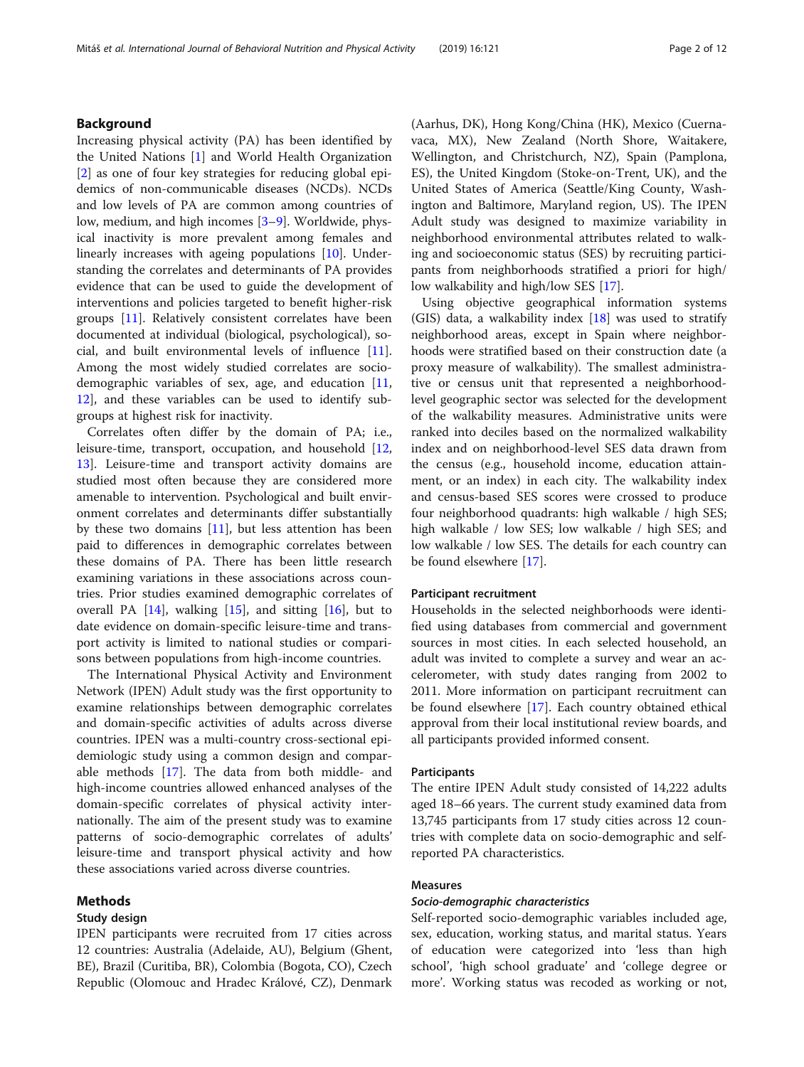## Background

Increasing physical activity (PA) has been identified by the United Nations [1] and World Health Organization [2] as one of four key strategies for reducing global epidemics of non-communicable diseases (NCDs). NCDs and low levels of PA are common among countries of low, medium, and high incomes [3–9]. Worldwide, physical inactivity is more prevalent among females and linearly increases with ageing populations [10]. Understanding the correlates and determinants of PA provides evidence that can be used to guide the development of interventions and policies targeted to benefit higher-risk groups [11]. Relatively consistent correlates have been documented at individual (biological, psychological), social, and built environmental levels of influence [11]. Among the most widely studied correlates are socio-demographic variables of sex, age, and education [11, 12], and these variables can be used to identify subgroups at highest risk for inactivity.

Correlates often differ by the domain of PA; i.e., leisure-time, transport, occupation, and household [12, 13]. Leisure-time and transport activity domains are studied most often because they are considered more amenable to intervention. Psychological and built environment correlates and determinants differ substantially by these two domains [11], but less attention has been paid to differences in demographic correlates between these domains of PA. There has been little research examining variations in these associations across countries. Prior studies examined demographic correlates of overall PA [14], walking [15], and sitting [16], but to date evidence on domain-specific leisure-time and transport activity is limited to national studies or comparisons between populations from high-income countries.

The International Physical Activity and Environment Network (IPEN) Adult study was the first opportunity to examine relationships between demographic correlates and domain-specific activities of adults across diverse countries. IPEN was a multi-country cross-sectional epidemiologic study using a common design and comparable methods [17]. The data from both middle- and high-income countries allowed enhanced analyses of the domain-specific correlates of physical activity internationally. The aim of the present study was to examine patterns of socio-demographic correlates of adults' leisure-time and transport physical activity and how these associations varied across diverse countries.

## Methods

### Study design

IPEN participants were recruited from 17 cities across 12 countries: Australia (Adelaide, AU), Belgium (Ghent, BE), Brazil (Curitiba, BR), Colombia (Bogota, CO), Czech Republic (Olomouc and Hradec Králové, CZ), Denmark (Aarhus, DK), Hong Kong/China (HK), Mexico (Cuernavaca, MX), New Zealand (North Shore, Waitakere, Wellington, and Christchurch, NZ), Spain (Pamplona, ES), the United Kingdom (Stoke-on-Trent, UK), and the United States of America (Seattle/King County, Washington and Baltimore, Maryland region, US). The IPEN Adult study was designed to maximize variability in neighborhood environmental attributes related to walking and socioeconomic status (SES) by recruiting participants from neighborhoods stratified a priori for high/low walkability and high/low SES [17].

Using objective geographical information systems (GIS) data, a walkability index [18] was used to stratify neighborhood areas, except in Spain where neighborhoods were stratified based on their construction date (a proxy measure of walkability). The smallest administrative or census unit that represented a neighborhood-level geographic sector was selected for the development of the walkability measures. Administrative units were ranked into deciles based on the normalized walkability index and on neighborhood-level SES data drawn from the census (e.g., household income, education attainment, or an index) in each city. The walkability index and census-based SES scores were crossed to produce four neighborhood quadrants: high walkable / high SES; high walkable / low SES; low walkable / high SES; and low walkable / low SES. The details for each country can be found elsewhere [17].

### Participant recruitment

Households in the selected neighborhoods were identified using databases from commercial and government sources in most cities. In each selected household, an adult was invited to complete a survey and wear an accelerometer, with study dates ranging from 2002 to 2011. More information on participant recruitment can be found elsewhere [17]. Each country obtained ethical approval from their local institutional review boards, and all participants provided informed consent.

### Participants

The entire IPEN Adult study consisted of 14,222 adults aged 18–66 years. The current study examined data from 13,745 participants from 17 study cities across 12 countries with complete data on socio-demographic and self-reported PA characteristics.

### Measures

#### *Socio-demographic characteristics*

Self-reported socio-demographic variables included age, sex, education, working status, and marital status. Years of education were categorized into 'less than high school', 'high school graduate' and 'college degree or more'. Working status was recoded as working or not,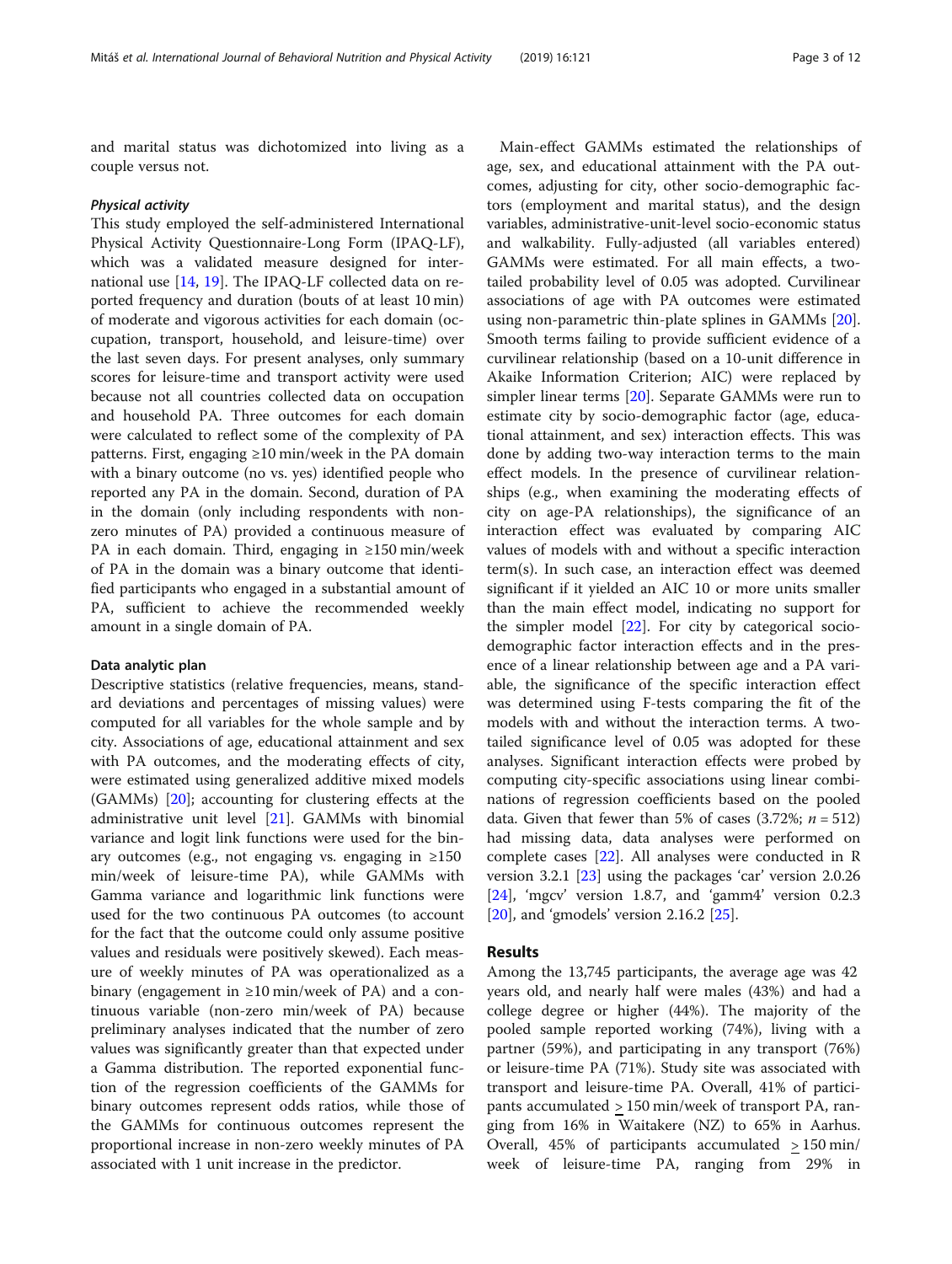and marital status was dichotomized into living as a couple versus not.

#### *Physical activity*

This study employed the self-administered International Physical Activity Questionnaire-Long Form (IPAQ-LF), which was a validated measure designed for international use [14, 19]. The IPAQ-LF collected data on reported frequency and duration (bouts of at least 10 min) of moderate and vigorous activities for each domain (occupation, transport, household, and leisure-time) over the last seven days. For present analyses, only summary scores for leisure-time and transport activity were used because not all countries collected data on occupation and household PA. Three outcomes for each domain were calculated to reflect some of the complexity of PA patterns. First, engaging ≥10 min/week in the PA domain with a binary outcome (no vs. yes) identified people who reported any PA in the domain. Second, duration of PA in the domain (only including respondents with non-zero minutes of PA) provided a continuous measure of PA in each domain. Third, engaging in ≥150 min/week of PA in the domain was a binary outcome that identified participants who engaged in a substantial amount of PA, sufficient to achieve the recommended weekly amount in a single domain of PA.

### Data analytic plan

Descriptive statistics (relative frequencies, means, standard deviations and percentages of missing values) were computed for all variables for the whole sample and by city. Associations of age, educational attainment and sex with PA outcomes, and the moderating effects of city, were estimated using generalized additive mixed models (GAMMs) [20]; accounting for clustering effects at the administrative unit level [21]. GAMMs with binomial variance and logit link functions were used for the binary outcomes (e.g., not engaging vs. engaging in ≥150 min/week of leisure-time PA), while GAMMs with Gamma variance and logarithmic link functions were used for the two continuous PA outcomes (to account for the fact that the outcome could only assume positive values and residuals were positively skewed). Each measure of weekly minutes of PA was operationalized as a binary (engagement in ≥10 min/week of PA) and a continuous variable (non-zero min/week of PA) because preliminary analyses indicated that the number of zero values was significantly greater than that expected under a Gamma distribution. The reported exponential function of the regression coefficients of the GAMMs for binary outcomes represent odds ratios, while those of the GAMMs for continuous outcomes represent the proportional increase in non-zero weekly minutes of PA associated with 1 unit increase in the predictor.

Main-effect GAMMs estimated the relationships of age, sex, and educational attainment with the PA outcomes, adjusting for city, other socio-demographic factors (employment and marital status), and the design variables, administrative-unit-level socio-economic status and walkability. Fully-adjusted (all variables entered) GAMMs were estimated. For all main effects, a two-tailed probability level of 0.05 was adopted. Curvilinear associations of age with PA outcomes were estimated using non-parametric thin-plate splines in GAMMs [20]. Smooth terms failing to provide sufficient evidence of a curvilinear relationship (based on a 10-unit difference in Akaike Information Criterion; AIC) were replaced by simpler linear terms [20]. Separate GAMMs were run to estimate city by socio-demographic factor (age, educational attainment, and sex) interaction effects. This was done by adding two-way interaction terms to the main effect models. In the presence of curvilinear relationships (e.g., when examining the moderating effects of city on age-PA relationships), the significance of an interaction effect was evaluated by comparing AIC values of models with and without a specific interaction term(s). In such case, an interaction effect was deemed significant if it yielded an AIC 10 or more units smaller than the main effect model, indicating no support for the simpler model [22]. For city by categorical socio-demographic factor interaction effects and in the presence of a linear relationship between age and a PA variable, the significance of the specific interaction effect was determined using F-tests comparing the fit of the models with and without the interaction terms. A two-tailed significance level of 0.05 was adopted for these analyses. Significant interaction effects were probed by computing city-specific associations using linear combinations of regression coefficients based on the pooled data. Given that fewer than 5% of cases (3.72%; $n = 512$) had missing data, data analyses were performed on complete cases [22]. All analyses were conducted in R version 3.2.1 [23] using the packages 'car' version 2.0.26 [24], 'mgcv' version 1.8.7, and 'gamm4' version 0.2.3 [20], and 'gmodels' version 2.16.2 [25].

## Results

Among the 13,745 participants, the average age was 42 years old, and nearly half were males (43%) and had a college degree or higher (44%). The majority of the pooled sample reported working (74%), living with a partner (59%), and participating in any transport (76%) or leisure-time PA (71%). Study site was associated with transport and leisure-time PA. Overall, 41% of participants accumulated ≥ 150 min/week of transport PA, ranging from 16% in Waitakere (NZ) to 65% in Aarhus. Overall, 45% of participants accumulated ≥ 150 min/week of leisure-time PA, ranging from 29% in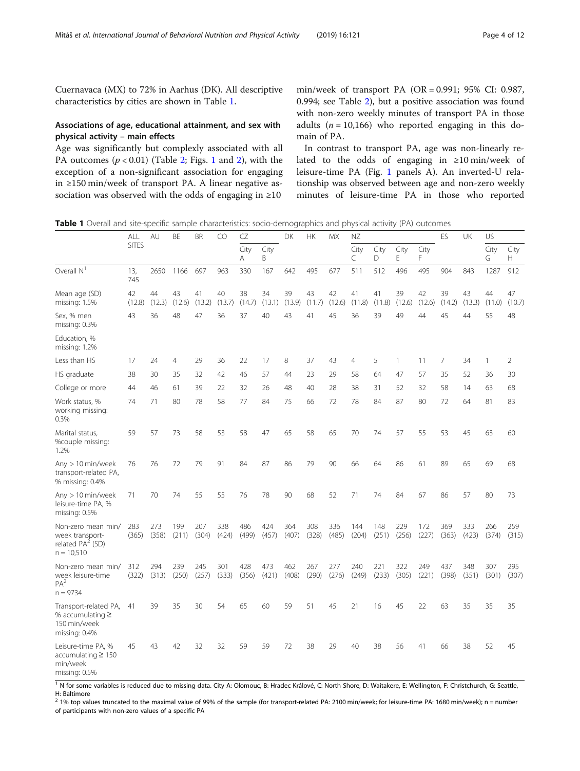Cuernavaca (MX) to 72% in Aarhus (DK). All descriptive characteristics by cities are shown in Table 1.

## Associations of age, educational attainment, and sex with physical activity – main effects

Age was significantly but complexly associated with all PA outcomes ($p < 0.01$) (Table 2; Figs. 1 and 2), with the exception of a non-significant association for engaging in ≥150 min/week of transport PA. A linear negative association was observed with the odds of engaging in ≥10 min/week of transport PA (OR = 0.991; 95% CI: 0.987, 0.994; see Table 2), but a positive association was found with non-zero weekly minutes of transport PA in those adults ($n = 10{,}166$) who reported engaging in this domain of PA.

In contrast to transport PA, age was non-linearly related to the odds of engaging in ≥10 min/week of leisure-time PA (Fig. 1 panels A). An inverted-U relationship was observed between age and non-zero weekly minutes of leisure-time PA in those who reported

**Table 1** Overall and site-specific sample characteristics: socio-demographics and physical activity (PA) outcomes

| | ALL SITES | AU | BE | BR | CO | CZ | | DK | HK | MX | NZ | | | | ES | UK | US | |
|---|---|---|---|---|---|---|---|---|---|---|---|---|---|---|---|---|---|---|
| | | | | | | City A | City B | | | | City C | City D | City E | City F | | | City G | City H |
| Overall N[1] | 13,745 | 2650 | 1166 | 697 | 963 | 330 | 167 | 642 | 495 | 677 | 511 | 512 | 496 | 495 | 904 | 843 | 1287 | 912 |
| Mean age (SD) missing: 1.5% | 42 (12.8) | 44 (12.3) | 43 (12.6) | 41 (13.2) | 40 (13.7) | 38 (14.7) | 34 (13.1) | 39 (13.9) | 43 (11.7) | 42 (12.6) | 41 (11.8) | 41 (11.8) | 39 (12.6) | 42 (12.6) | 39 (14.2) | 43 (13.3) | 44 (11.0) | 47 (10.7) |
| Sex, % men missing: 0.3% | 43 | 36 | 48 | 47 | 36 | 37 | 40 | 43 | 41 | 45 | 36 | 39 | 49 | 44 | 45 | 44 | 55 | 48 |
| Education, % missing: 1.2% | | | | | | | | | | | | | | | | | | |
| Less than HS | 17 | 24 | 4 | 29 | 36 | 22 | 17 | 8 | 37 | 43 | 4 | 5 | 1 | 11 | 7 | 34 | 1 | 2 |
| HS graduate | 38 | 30 | 35 | 32 | 42 | 46 | 57 | 44 | 23 | 29 | 58 | 64 | 47 | 57 | 35 | 52 | 36 | 30 |
| College or more | 44 | 46 | 61 | 39 | 22 | 32 | 26 | 48 | 40 | 28 | 38 | 31 | 52 | 32 | 58 | 14 | 63 | 68 |
| Work status, % working missing: 0.3% | 74 | 71 | 80 | 78 | 58 | 77 | 84 | 75 | 66 | 72 | 78 | 84 | 87 | 80 | 72 | 64 | 81 | 83 |
| Marital status, %couple missing: 1.2% | 59 | 57 | 73 | 58 | 53 | 58 | 47 | 65 | 58 | 65 | 70 | 74 | 57 | 55 | 53 | 45 | 63 | 60 |
| Any > 10 min/week transport-related PA, % missing: 0.4% | 76 | 76 | 72 | 79 | 91 | 84 | 87 | 86 | 79 | 90 | 66 | 64 | 86 | 61 | 89 | 65 | 69 | 68 |
| Any > 10 min/week leisure-time PA, % missing: 0.5% | 71 | 70 | 74 | 55 | 55 | 76 | 78 | 90 | 68 | 52 | 71 | 74 | 84 | 67 | 86 | 57 | 80 | 73 |
| Non-zero mean min/week transport-related PA[2] (SD) $n = 10{,}510$ | 283 (365) | 273 (358) | 199 (211) | 207 (304) | 338 (424) | 486 (499) | 424 (457) | 364 (407) | 308 (328) | 336 (485) | 144 (204) | 148 (251) | 229 (256) | 172 (227) | 369 (363) | 333 (423) | 266 (374) | 259 (315) |
| Non-zero mean min/week leisure-time PA[2] $n = 9734$ | 312 (322) | 294 (313) | 239 (250) | 245 (257) | 301 (333) | 428 (356) | 473 (421) | 462 (408) | 267 (290) | 277 (276) | 240 (249) | 221 (233) | 322 (305) | 249 (221) | 437 (398) | 348 (351) | 307 (301) | 295 (307) |
| Transport-related PA, % accumulating ≥ 150 min/week missing: 0.4% | 41 | 39 | 35 | 30 | 54 | 65 | 60 | 59 | 51 | 45 | 21 | 16 | 45 | 22 | 63 | 35 | 35 | 35 |
| Leisure-time PA, % accumulating ≥ 150 min/week missing: 0.5% | 45 | 43 | 42 | 32 | 32 | 59 | 59 | 72 | 38 | 29 | 40 | 38 | 56 | 41 | 66 | 38 | 52 | 45 |

[1] N for some variables is reduced due to missing data. City A: Olomouc, B: Hradec Králové, C: North Shore, D: Waitakere, E: Wellington, F: Christchurch, G: Seattle, H: Baltimore

[2] 1% top values truncated to the maximal value of 99% of the sample (for transport-related PA: 2100 min/week; for leisure-time PA: 1680 min/week); n = number of participants with non-zero values of a specific PA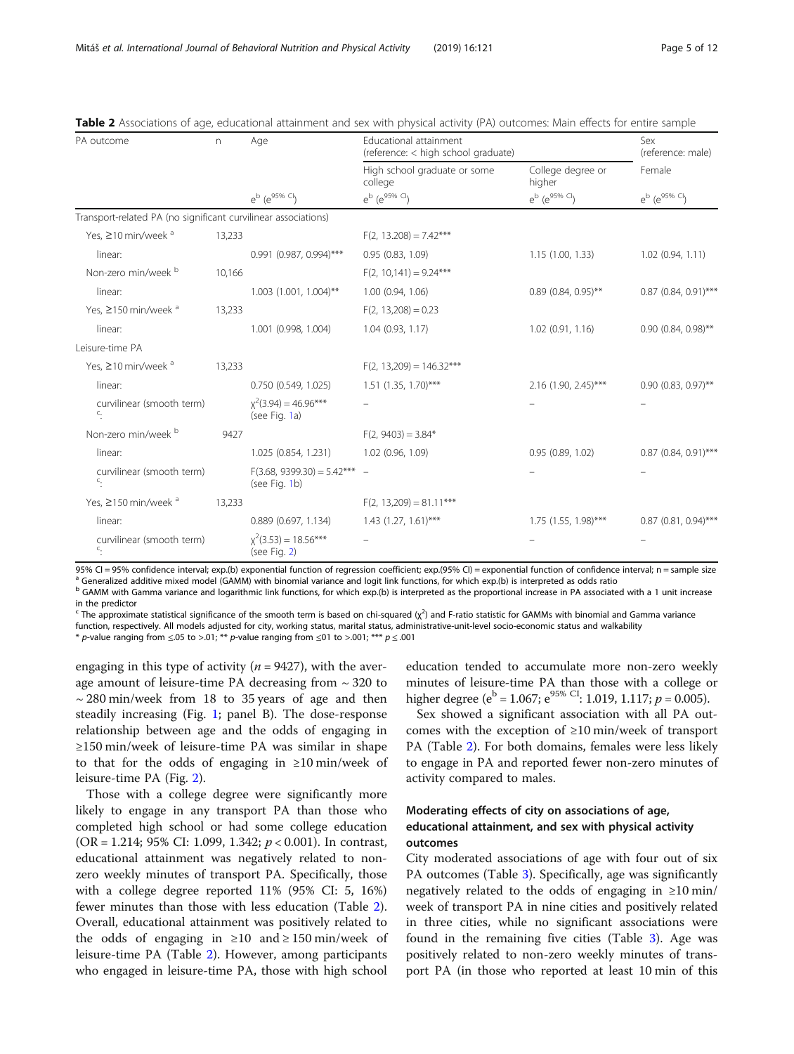**Table 2** Associations of age, educational attainment and sex with physical activity (PA) outcomes: Main effects for entire sample

| PA outcome | n | Age | Educational attainment (reference: < high school graduate) | | Sex (reference: male) |
|---|---|---|---|---|---|
| | | | High school graduate or some college | College degree or higher | Female |
| | | $e^b$ ($e^{95\% \text{ CI}}$) | $e^b$ ($e^{95\% \text{ CI}}$) | $e^b$ ($e^{95\% \text{ CI}}$) | $e^b$ ($e^{95\% \text{ CI}}$) |
| Transport-related PA (no significant curvilinear associations) | | | | | |
| Yes, ≥10 min/week [a] | 13,233 | | $F(2, 13.208) = 7.42$*** | | |
| linear: | | 0.991 (0.987, 0.994)*** | 0.95 (0.83, 1.09) | 1.15 (1.00, 1.33) | 1.02 (0.94, 1.11) |
| Non-zero min/week [b] | 10,166 | | $F(2, 10{,}141) = 9.24$*** | | |
| linear: | | 1.003 (1.001, 1.004)** | 1.00 (0.94, 1.06) | 0.89 (0.84, 0.95)** | 0.87 (0.84, 0.91)*** |
| Yes, ≥150 min/week [a] | 13,233 | | $F(2, 13{,}208) = 0.23$ | | |
| linear: | | 1.001 (0.998, 1.004) | 1.04 (0.93, 1.17) | 1.02 (0.91, 1.16) | 0.90 (0.84, 0.98)** |
| Leisure-time PA | | | | | |
| Yes, ≥10 min/week [a] | 13,233 | | $F(2, 13{,}209) = 146.32$*** | | |
| linear: | | 0.750 (0.549, 1.025) | 1.51 (1.35, 1.70)*** | 2.16 (1.90, 2.45)*** | 0.90 (0.83, 0.97)** |
| curvilinear (smooth term) [c]: | | $\chi^2(3.94) = 46.96$*** (see Fig. 1a) | – | – | – |
| Non-zero min/week [b] | 9427 | | $F(2, 9403) = 3.84$* | | |
| linear: | | 1.025 (0.854, 1.231) | 1.02 (0.96, 1.09) | 0.95 (0.89, 1.02) | 0.87 (0.84, 0.91)*** |
| curvilinear (smooth term) [c]: | | $F(3.68, 9399.30) = 5.42$*** (see Fig. 1b) | – | – | – |
| Yes, ≥150 min/week [a] | 13,233 | | $F(2, 13{,}209) = 81.11$*** | | |
| linear: | | 0.889 (0.697, 1.134) | 1.43 (1.27, 1.61)*** | 1.75 (1.55, 1.98)*** | 0.87 (0.81, 0.94)*** |
| curvilinear (smooth term) [c]: | | $\chi^2(3.53) = 18.56$*** (see Fig. 2) | – | – | – |

95% CI = 95% confidence interval; exp.(b) exponential function of regression coefficient; exp.(95% CI) = exponential function of confidence interval; n = sample size
[a] Generalized additive mixed model (GAMM) with binomial variance and logit link functions, for which exp.(b) is interpreted as odds ratio
[b] GAMM with Gamma variance and logarithmic link functions, for which exp.(b) is interpreted as the proportional increase in PA associated with a 1 unit increase in the predictor
[c] The approximate statistical significance of the smooth term is based on chi-squared ($\chi^2$) and F-ratio statistic for GAMMs with binomial and Gamma variance function, respectively. All models adjusted for city, working status, marital status, administrative-unit-level socio-economic status and walkability
* *p*-value ranging from ≤.05 to >.01; ** *p*-value ranging from ≤01 to >.001; *** $p \leq .001$

engaging in this type of activity ($n = 9427$), with the average amount of leisure-time PA decreasing from ~ 320 to ~ 280 min/week from 18 to 35 years of age and then steadily increasing (Fig. 1; panel B). The dose-response relationship between age and the odds of engaging in ≥150 min/week of leisure-time PA was similar in shape to that for the odds of engaging in ≥10 min/week of leisure-time PA (Fig. 2).

Those with a college degree were significantly more likely to engage in any transport PA than those who completed high school or had some college education (OR = 1.214; 95% CI: 1.099, 1.342; $p < 0.001$). In contrast, educational attainment was negatively related to non-zero weekly minutes of transport PA. Specifically, those with a college degree reported 11% (95% CI: 5, 16%) fewer minutes than those with less education (Table 2). Overall, educational attainment was positively related to the odds of engaging in ≥10 and ≥ 150 min/week of leisure-time PA (Table 2). However, among participants who engaged in leisure-time PA, those with high school education tended to accumulate more non-zero weekly minutes of leisure-time PA than those with a college or higher degree ($e^b = 1.067$; $e^{95\% \text{ CI}}$: 1.019, 1.117; $p = 0.005$).

Sex showed a significant association with all PA outcomes with the exception of ≥10 min/week of transport PA (Table 2). For both domains, females were less likely to engage in PA and reported fewer non-zero minutes of activity compared to males.

### Moderating effects of city on associations of age, educational attainment, and sex with physical activity outcomes

City moderated associations of age with four out of six PA outcomes (Table 3). Specifically, age was significantly negatively related to the odds of engaging in ≥10 min/week of transport PA in nine cities and positively related in three cities, while no significant associations were found in the remaining five cities (Table 3). Age was positively related to non-zero weekly minutes of transport PA (in those who reported at least 10 min of this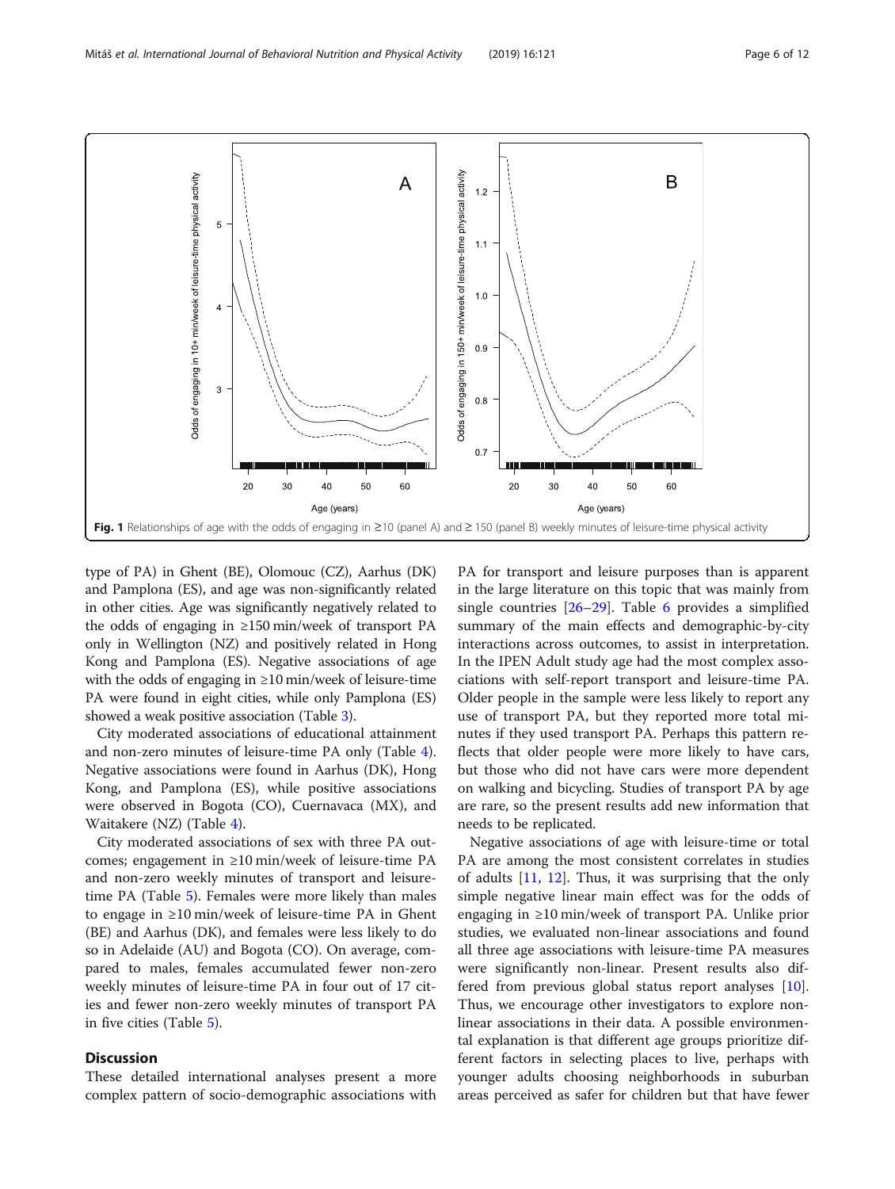Fig. 1 Relationships of age with the odds of engaging in ≥10 (panel A) and ≥ 150 (panel B) weekly minutes of leisure-time physical activity

type of PA) in Ghent (BE), Olomouc (CZ), Aarhus (DK) and Pamplona (ES), and age was non-significantly related in other cities. Age was significantly negatively related to the odds of engaging in ≥150 min/week of transport PA only in Wellington (NZ) and positively related in Hong Kong and Pamplona (ES). Negative associations of age with the odds of engaging in ≥10 min/week of leisure-time PA were found in eight cities, while only Pamplona (ES) showed a weak positive association (Table 3).

City moderated associations of educational attainment and non-zero minutes of leisure-time PA only (Table 4). Negative associations were found in Aarhus (DK), Hong Kong, and Pamplona (ES), while positive associations were observed in Bogota (CO), Cuernavaca (MX), and Waitakere (NZ) (Table 4).

City moderated associations of sex with three PA outcomes; engagement in ≥10 min/week of leisure-time PA and non-zero weekly minutes of transport and leisure-time PA (Table 5). Females were more likely than males to engage in ≥10 min/week of leisure-time PA in Ghent (BE) and Aarhus (DK), and females were less likely to do so in Adelaide (AU) and Bogota (CO). On average, compared to males, females accumulated fewer non-zero weekly minutes of leisure-time PA in four out of 17 cities and fewer non-zero weekly minutes of transport PA in five cities (Table 5).

## Discussion

These detailed international analyses present a more complex pattern of socio-demographic associations with PA for transport and leisure purposes than is apparent in the large literature on this topic that was mainly from single countries [26–29]. Table 6 provides a simplified summary of the main effects and demographic-by-city interactions across outcomes, to assist in interpretation. In the IPEN Adult study age had the most complex associations with self-report transport and leisure-time PA. Older people in the sample were less likely to report any use of transport PA, but they reported more total minutes if they used transport PA. Perhaps this pattern reflects that older people were more likely to have cars, but those who did not have cars were more dependent on walking and bicycling. Studies of transport PA by age are rare, so the present results add new information that needs to be replicated.

Negative associations of age with leisure-time or total PA are among the most consistent correlates in studies of adults [11, 12]. Thus, it was surprising that the only simple negative linear main effect was for the odds of engaging in ≥10 min/week of transport PA. Unlike prior studies, we evaluated non-linear associations and found all three age associations with leisure-time PA measures were significantly non-linear. Present results also differed from previous global status report analyses [10]. Thus, we encourage other investigators to explore non-linear associations in their data. A possible environmental explanation is that different age groups prioritize different factors in selecting places to live, perhaps with younger adults choosing neighborhoods in suburban areas perceived as safer for children but that have fewer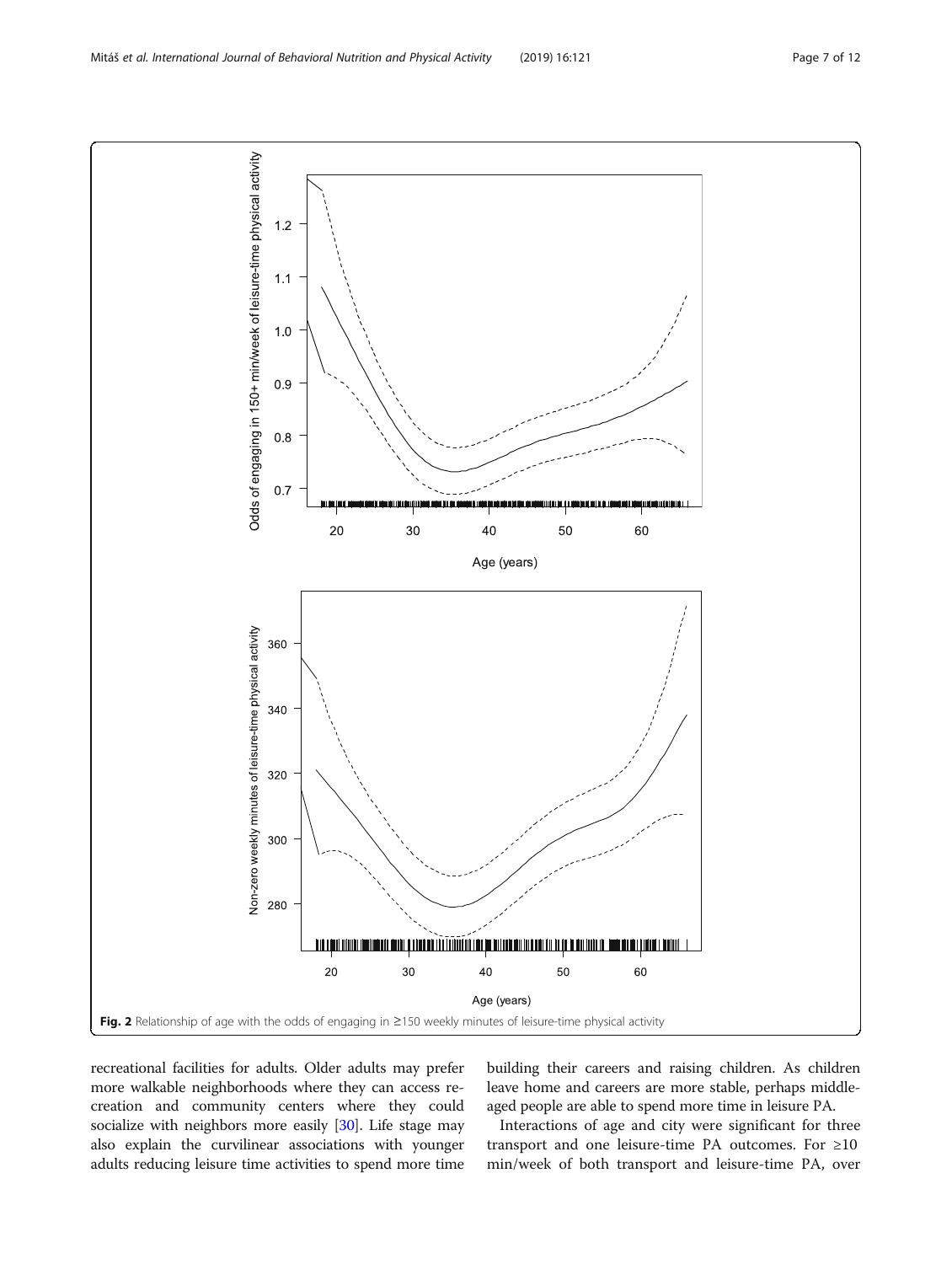Fig. 2 Relationship of age with the odds of engaging in ≥150 weekly minutes of leisure-time physical activity

recreational facilities for adults. Older adults may prefer more walkable neighborhoods where they can access recreation and community centers where they could socialize with neighbors more easily [30]. Life stage may also explain the curvilinear associations with younger adults reducing leisure time activities to spend more time building their careers and raising children. As children leave home and careers are more stable, perhaps middle-aged people are able to spend more time in leisure PA.

Interactions of age and city were significant for three transport and one leisure-time PA outcomes. For ≥10 min/week of both transport and leisure-time PA, over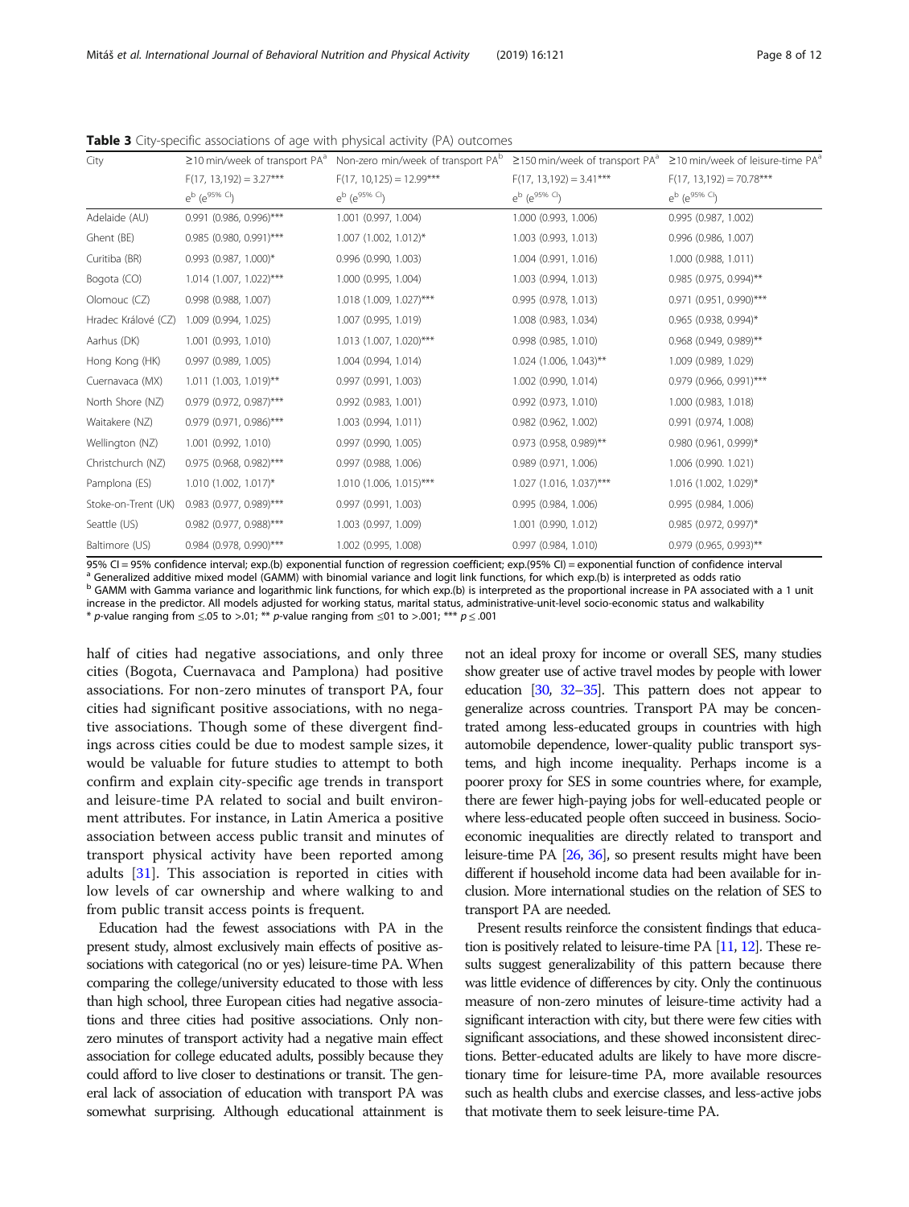**Table 3** City-specific associations of age with physical activity (PA) outcomes

| City | ≥10 min/week of transport PA[a] | Non-zero min/week of transport PA[b] | ≥150 min/week of transport PA[a] | ≥10 min/week of leisure-time PA[a] |
|---|---|---|---|---|
| | $F(17, 13{,}192) = 3.27$*** | $F(17, 10{,}125) = 12.99$*** | $F(17, 13{,}192) = 3.41$*** | $F(17, 13{,}192) = 70.78$*** |
| | $e^{b}$ ($e^{95\%\ CI}$) | $e^{b}$ ($e^{95\%\ CI}$) | $e^{b}$ ($e^{95\%\ CI}$) | $e^{b}$ ($e^{95\%\ CI}$) |
| Adelaide (AU) | 0.991 (0.986, 0.996)*** | 1.001 (0.997, 1.004) | 1.000 (0.993, 1.006) | 0.995 (0.987, 1.002) |
| Ghent (BE) | 0.985 (0.980, 0.991)*** | 1.007 (1.002, 1.012)* | 1.003 (0.993, 1.013) | 0.996 (0.986, 1.007) |
| Curitiba (BR) | 0.993 (0.987, 1.000)* | 0.996 (0.990, 1.003) | 1.004 (0.991, 1.016) | 1.000 (0.988, 1.011) |
| Bogota (CO) | 1.014 (1.007, 1.022)*** | 1.000 (0.995, 1.004) | 1.003 (0.994, 1.013) | 0.985 (0.975, 0.994)** |
| Olomouc (CZ) | 0.998 (0.988, 1.007) | 1.018 (1.009, 1.027)*** | 0.995 (0.978, 1.013) | 0.971 (0.951, 0.990)*** |
| Hradec Králové (CZ) | 1.009 (0.994, 1.025) | 1.007 (0.995, 1.019) | 1.008 (0.983, 1.034) | 0.965 (0.938, 0.994)* |
| Aarhus (DK) | 1.001 (0.993, 1.010) | 1.013 (1.007, 1.020)*** | 0.998 (0.985, 1.010) | 0.968 (0.949, 0.989)** |
| Hong Kong (HK) | 0.997 (0.989, 1.005) | 1.004 (0.994, 1.014) | 1.024 (1.006, 1.043)** | 1.009 (0.989, 1.029) |
| Cuernavaca (MX) | 1.011 (1.003, 1.019)** | 0.997 (0.991, 1.003) | 1.002 (0.990, 1.014) | 0.979 (0.966, 0.991)*** |
| North Shore (NZ) | 0.979 (0.972, 0.987)*** | 0.992 (0.983, 1.001) | 0.992 (0.973, 1.010) | 1.000 (0.983, 1.018) |
| Waitakere (NZ) | 0.979 (0.971, 0.986)*** | 1.003 (0.994, 1.011) | 0.982 (0.962, 1.002) | 0.991 (0.974, 1.008) |
| Wellington (NZ) | 1.001 (0.992, 1.010) | 0.997 (0.990, 1.005) | 0.973 (0.958, 0.989)** | 0.980 (0.961, 0.999)* |
| Christchurch (NZ) | 0.975 (0.968, 0.982)*** | 0.997 (0.988, 1.006) | 0.989 (0.971, 1.006) | 1.006 (0.990. 1.021) |
| Pamplona (ES) | 1.010 (1.002, 1.017)* | 1.010 (1.006, 1.015)*** | 1.027 (1.016, 1.037)*** | 1.016 (1.002, 1.029)* |
| Stoke-on-Trent (UK) | 0.983 (0.977, 0.989)*** | 0.997 (0.991, 1.003) | 0.995 (0.984, 1.006) | 0.995 (0.984, 1.006) |
| Seattle (US) | 0.982 (0.977, 0.988)*** | 1.003 (0.997, 1.009) | 1.001 (0.990, 1.012) | 0.985 (0.972, 0.997)* |
| Baltimore (US) | 0.984 (0.978, 0.990)*** | 1.002 (0.995, 1.008) | 0.997 (0.984, 1.010) | 0.979 (0.965, 0.993)** |

95% CI = 95% confidence interval; exp.(b) exponential function of regression coefficient; exp.(95% CI) = exponential function of confidence interval
[a] Generalized additive mixed model (GAMM) with binomial variance and logit link functions, for which exp.(b) is interpreted as odds ratio
[b] GAMM with Gamma variance and logarithmic link functions, for which exp.(b) is interpreted as the proportional increase in PA associated with a 1 unit increase in the predictor. All models adjusted for working status, marital status, administrative-unit-level socio-economic status and walkability
* $p$-value ranging from ≤.05 to >.01; ** $p$-value ranging from ≤01 to >.001; *** $p \leq .001$

half of cities had negative associations, and only three cities (Bogota, Cuernavaca and Pamplona) had positive associations. For non-zero minutes of transport PA, four cities had significant positive associations, with no negative associations. Though some of these divergent findings across cities could be due to modest sample sizes, it would be valuable for future studies to attempt to both confirm and explain city-specific age trends in transport and leisure-time PA related to social and built environment attributes. For instance, in Latin America a positive association between access public transit and minutes of transport physical activity have been reported among adults [31]. This association is reported in cities with low levels of car ownership and where walking to and from public transit access points is frequent.

Education had the fewest associations with PA in the present study, almost exclusively main effects of positive associations with categorical (no or yes) leisure-time PA. When comparing the college/university educated to those with less than high school, three European cities had negative associations and three cities had positive associations. Only non-zero minutes of transport activity had a negative main effect association for college educated adults, possibly because they could afford to live closer to destinations or transit. The general lack of association of education with transport PA was somewhat surprising. Although educational attainment is not an ideal proxy for income or overall SES, many studies show greater use of active travel modes by people with lower education [30, 32–35]. This pattern does not appear to generalize across countries. Transport PA may be concentrated among less-educated groups in countries with high automobile dependence, lower-quality public transport systems, and high income inequality. Perhaps income is a poorer proxy for SES in some countries where, for example, there are fewer high-paying jobs for well-educated people or where less-educated people often succeed in business. Socio-economic inequalities are directly related to transport and leisure-time PA [26, 36], so present results might have been different if household income data had been available for inclusion. More international studies on the relation of SES to transport PA are needed.

Present results reinforce the consistent findings that education is positively related to leisure-time PA [11, 12]. These results suggest generalizability of this pattern because there was little evidence of differences by city. Only the continuous measure of non-zero minutes of leisure-time activity had a significant interaction with city, but there were few cities with significant associations, and these showed inconsistent directions. Better-educated adults are likely to have more discretionary time for leisure-time PA, more available resources such as health clubs and exercise classes, and less-active jobs that motivate them to seek leisure-time PA.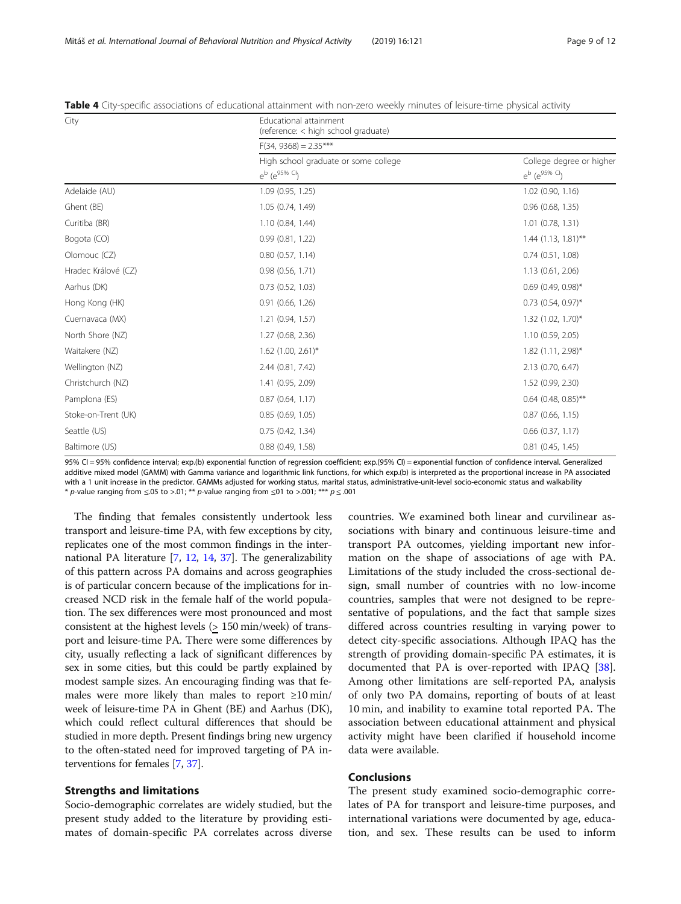**Table 4** City-specific associations of educational attainment with non-zero weekly minutes of leisure-time physical activity

| City | Educational attainment (reference: < high school graduate) | |
|---|---|---|
| | $F(34, 9368) = 2.35$*** | |
| | High school graduate or some college | College degree or higher |
| | $e^b$ ($e^{95\%\ CI}$) | $e^b$ ($e^{95\%\ CI}$) |
| Adelaide (AU) | 1.09 (0.95, 1.25) | 1.02 (0.90, 1.16) |
| Ghent (BE) | 1.05 (0.74, 1.49) | 0.96 (0.68, 1.35) |
| Curitiba (BR) | 1.10 (0.84, 1.44) | 1.01 (0.78, 1.31) |
| Bogota (CO) | 0.99 (0.81, 1.22) | 1.44 (1.13, 1.81)** |
| Olomouc (CZ) | 0.80 (0.57, 1.14) | 0.74 (0.51, 1.08) |
| Hradec Králové (CZ) | 0.98 (0.56, 1.71) | 1.13 (0.61, 2.06) |
| Aarhus (DK) | 0.73 (0.52, 1.03) | 0.69 (0.49, 0.98)* |
| Hong Kong (HK) | 0.91 (0.66, 1.26) | 0.73 (0.54, 0.97)* |
| Cuernavaca (MX) | 1.21 (0.94, 1.57) | 1.32 (1.02, 1.70)* |
| North Shore (NZ) | 1.27 (0.68, 2.36) | 1.10 (0.59, 2.05) |
| Waitakere (NZ) | 1.62 (1.00, 2.61)* | 1.82 (1.11, 2.98)* |
| Wellington (NZ) | 2.44 (0.81, 7.42) | 2.13 (0.70, 6.47) |
| Christchurch (NZ) | 1.41 (0.95, 2.09) | 1.52 (0.99, 2.30) |
| Pamplona (ES) | 0.87 (0.64, 1.17) | 0.64 (0.48, 0.85)** |
| Stoke-on-Trent (UK) | 0.85 (0.69, 1.05) | 0.87 (0.66, 1.15) |
| Seattle (US) | 0.75 (0.42, 1.34) | 0.66 (0.37, 1.17) |
| Baltimore (US) | 0.88 (0.49, 1.58) | 0.81 (0.45, 1.45) |

95% CI = 95% confidence interval; exp.(b) exponential function of regression coefficient; exp.(95% CI) = exponential function of confidence interval. Generalized additive mixed model (GAMM) with Gamma variance and logarithmic link functions, for which exp.(b) is interpreted as the proportional increase in PA associated with a 1 unit increase in the predictor. GAMMs adjusted for working status, marital status, administrative-unit-level socio-economic status and walkability
* p-value ranging from ≤.05 to >.01; ** p-value ranging from ≤01 to >.001; *** p ≤ .001

The finding that females consistently undertook less transport and leisure-time PA, with few exceptions by city, replicates one of the most common findings in the international PA literature [7, 12, 14, 37]. The generalizability of this pattern across PA domains and across geographies is of particular concern because of the implications for increased NCD risk in the female half of the world population. The sex differences were most pronounced and most consistent at the highest levels (≥ 150 min/week) of transport and leisure-time PA. There were some differences by city, usually reflecting a lack of significant differences by sex in some cities, but this could be partly explained by modest sample sizes. An encouraging finding was that females were more likely than males to report ≥10 min/week of leisure-time PA in Ghent (BE) and Aarhus (DK), which could reflect cultural differences that should be studied in more depth. Present findings bring new urgency to the often-stated need for improved targeting of PA interventions for females [7, 37].

## Strengths and limitations

Socio-demographic correlates are widely studied, but the present study added to the literature by providing estimates of domain-specific PA correlates across diverse countries. We examined both linear and curvilinear associations with binary and continuous leisure-time and transport PA outcomes, yielding important new information on the shape of associations of age with PA. Limitations of the study included the cross-sectional design, small number of countries with no low-income countries, samples that were not designed to be representative of populations, and the fact that sample sizes differed across countries resulting in varying power to detect city-specific associations. Although IPAQ has the strength of providing domain-specific PA estimates, it is documented that PA is over-reported with IPAQ [38]. Among other limitations are self-reported PA, analysis of only two PA domains, reporting of bouts of at least 10 min, and inability to examine total reported PA. The association between educational attainment and physical activity might have been clarified if household income data were available.

## Conclusions

The present study examined socio-demographic correlates of PA for transport and leisure-time purposes, and international variations were documented by age, education, and sex. These results can be used to inform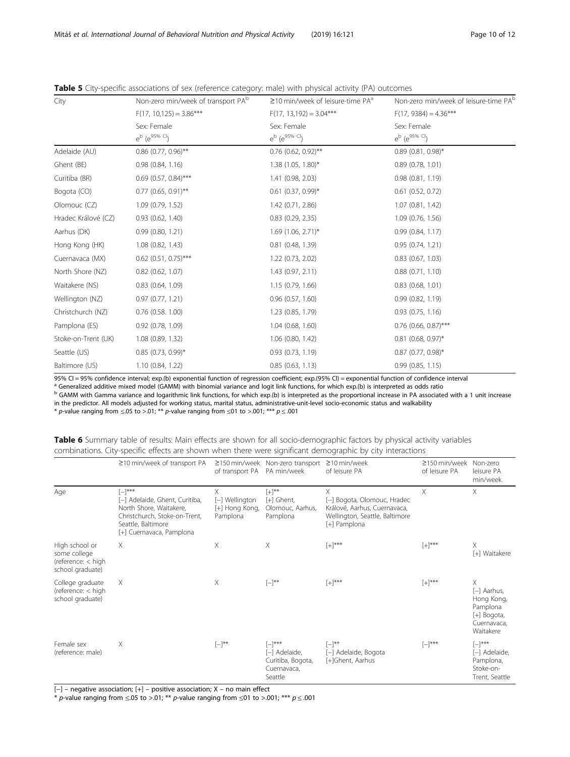**Table 5** City-specific associations of sex (reference category: male) with physical activity (PA) outcomes

| City | Non-zero min/week of transport PA[b] | ≥10 min/week of leisure-time PA[a] | Non-zero min/week of leisure-time PA[b] |
|---|---|---|---|
| | $F(17, 10{,}125) = 3.86$*** | $F(17, 13{,}192) = 3.04$*** | $F(17, 9384) = 4.36$*** |
| | Sex: Female | Sex: Female | Sex: Female |
| | $e^{b}$ ($e^{95\%\ CI}$) | $e^{b}$ ($e^{95\%\ CI}$) | $e^{b}$ ($e^{95\%\ CI}$) |
| Adelaide (AU) | 0.86 (0.77, 0.96)** | 0.76 (0.62, 0.92)** | 0.89 (0.81, 0.98)* |
| Ghent (BE) | 0.98 (0.84, 1.16) | 1.38 (1.05, 1.80)* | 0.89 (0.78, 1.01) |
| Curitiba (BR) | 0.69 (0.57, 0.84)*** | 1.41 (0.98, 2.03) | 0.98 (0.81, 1.19) |
| Bogota (CO) | 0.77 (0.65, 0.91)** | 0.61 (0.37, 0.99)* | 0.61 (0.52, 0.72) |
| Olomouc (CZ) | 1.09 (0.79, 1.52) | 1.42 (0.71, 2.86) | 1.07 (0.81, 1.42) |
| Hradec Králové (CZ) | 0.93 (0.62, 1.40) | 0.83 (0.29, 2.35) | 1.09 (0.76, 1.56) |
| Aarhus (DK) | 0.99 (0.80, 1.21) | 1.69 (1.06, 2.71)* | 0.99 (0.84, 1.17) |
| Hong Kong (HK) | 1.08 (0.82, 1.43) | 0.81 (0.48, 1.39) | 0.95 (0.74, 1.21) |
| Cuernavaca (MX) | 0.62 (0.51, 0.75)*** | 1.22 (0.73, 2.02) | 0.83 (0.67, 1.03) |
| North Shore (NZ) | 0.82 (0.62, 1.07) | 1.43 (0.97, 2.11) | 0.88 (0.71, 1.10) |
| Waitakere (NS) | 0.83 (0.64, 1.09) | 1.15 (0.79, 1.66) | 0.83 (0.68, 1.01) |
| Wellington (NZ) | 0.97 (0.77, 1.21) | 0.96 (0.57, 1.60) | 0.99 (0.82, 1.19) |
| Christchurch (NZ) | 0.76 (0.58. 1.00) | 1.23 (0.85, 1.79) | 0.93 (0.75, 1.16) |
| Pamplona (ES) | 0.92 (0.78, 1.09) | 1.04 (0.68, 1.60) | 0.76 (0.66, 0.87)*** |
| Stoke-on-Trent (UK) | 1.08 (0.89, 1.32) | 1.06 (0.80, 1.42) | 0.81 (0.68, 0.97)* |
| Seattle (US) | 0.85 (0.73, 0.99)* | 0.93 (0.73, 1.19) | 0.87 (0.77, 0.98)* |
| Baltimore (US) | 1.10 (0.84, 1.22) | 0.85 (0.63, 1.13) | 0.99 (0.85, 1.15) |

95% CI = 95% confidence interval; exp.(b) exponential function of regression coefficient; exp.(95% CI) = exponential function of confidence interval
[a] Generalized additive mixed model (GAMM) with binomial variance and logit link functions, for which exp.(b) is interpreted as odds ratio
[b] GAMM with Gamma variance and logarithmic link functions, for which exp.(b) is interpreted as the proportional increase in PA associated with a 1 unit increase in the predictor. All models adjusted for working status, marital status, administrative-unit-level socio-economic status and walkability
* p-value ranging from ≤.05 to >.01; ** p-value ranging from ≤01 to >.001; *** p ≤ .001

**Table 6** Summary table of results: Main effects are shown for all socio-demographic factors by physical activity variables combinations. City-specific effects are shown when there were significant demographic by city interactions

| | ≥10 min/week of transport PA | ≥150 min/week of transport PA | Non-zero transport PA min/week | ≥10 min/week of leisure PA | ≥150 min/week of leisure PA | Non-zero leisure PA min/week |
|---|---|---|---|---|---|---|
| Age | [–]***<br>[–] Adelaide, Ghent, Curitiba, North Shore, Waitakere, Christchurch, Stoke-on-Trent, Seattle, Baltimore<br>[+] Cuernavaca, Pamplona | X<br>[–] Wellington<br>[+] Hong Kong, Pamplona | [+]**<br>[+] Ghent, Olomouc, Aarhus, Pamplona | X<br>[–] Bogota, Olomouc, Hradec Králové, Aarhus, Cuernavaca, Wellington, Seattle, Baltimore<br>[+] Pamplona | X | X |
| High school or some college (reference: < high school graduate) | X | X | X | [+]*** | [+]*** | X<br>[+] Waitakere |
| College graduate (reference: < high school graduate) | X | X | [–]** | [+]*** | [+]*** | X<br>[–] Aarhus, Hong Kong, Pamplona<br>[+] Bogota, Cuernavaca, Waitakere |
| Female sex (reference: male) | X | [–]** | [–]***<br>[–] Adelaide, Curitiba, Bogota, Cuernavaca, Seattle | [–]**<br>[–] Adelaide, Bogota<br>[+]Ghent, Aarhus | [–]*** | [–]***<br>[–] Adelaide, Pamplona, Stoke-on-Trent, Seattle |

[–] – negative association; [+] – positive association; X – no main effect
* p-value ranging from ≤.05 to >.01; ** p-value ranging from ≤01 to >.001; *** p ≤ .001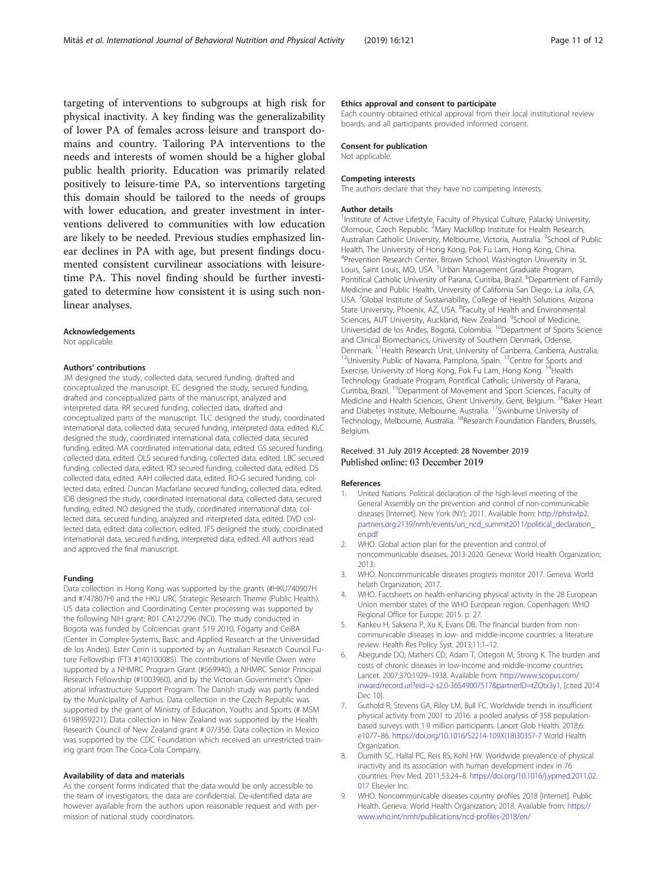targeting of interventions to subgroups at high risk for physical inactivity. A key finding was the generalizability of lower PA of females across leisure and transport domains and country. Tailoring PA interventions to the needs and interests of women should be a higher global public health priority. Education was primarily related positively to leisure-time PA, so interventions targeting this domain should be tailored to the needs of groups with lower education, and greater investment in interventions delivered to communities with low education are likely to be needed. Previous studies emphasized linear declines in PA with age, but present findings documented consistent curvilinear associations with leisure-time PA. This novel finding should be further investigated to determine how consistent it is using such non-linear analyses.

#### Acknowledgements

Not applicable.

#### Authors' contributions

JM designed the study, collected data, secured funding, drafted and conceptualized the manuscript. EC designed the study, secured funding, drafted and conceptualized parts of the manuscript, analyzed and interpreted data. RR secured funding, collected data, drafted and conceptualized parts of the manuscript. TLC designed the study, coordinated international data, collected data, secured funding, interpreted data, edited. KLC designed the study, coordinated international data, collected data, secured funding, edited. MA coordinated international data, edited. GS secured funding, collected data, edited. OLS secured funding, collected data, edited. LBC secured funding, collected data, edited. RD secured funding, collected data, edited. DS collected data, edited. AAH collected data, edited. RO-G secured funding, collected data, edited. Duncan Macfarlane secured funding, collected data, edited. IDB designed the study, coordinated international data, collected data, secured funding, edited. NO designed the study, coordinated international data, collected data, secured funding, analyzed and interpreted data, edited. DVD collected data, edited: data collection, edited. JFS designed the study, coordinated international data, secured funding, interpreted data, edited. All authors read and approved the final manuscript.

#### Funding

Data collection in Hong Kong was supported by the grants (#HKU740907H and #747807H) and the HKU URC Strategic Research Theme (Public Health). US data collection and Coordinating Center processing was supported by the following NIH grant: R01 CA127296 (NCI). The study conducted in Bogota was funded by Colciencias grant 519 2010, Fogarty and CeiBA (Center in Complex-Systems, Basic and Applied Research at the Universidad de los Andes). Ester Cerin is supported by an Australian Research Council Future Fellowship (FT3 #140100085). The contributions of Neville Owen were supported by a NHMRC Program Grant (#569940), a NHMRC Senior Principal Research Fellowship (#1003960), and by the Victorian Government's Operational Infrastructure Support Program. The Danish study was partly funded by the Municipality of Aarhus. Data collection in the Czech Republic was supported by the grant of Ministry of Education, Youths and Sports (# MSM 6198959221). Data collection in New Zealand was supported by the Health Research Council of New Zealand grant # 07/356. Data collection in Mexico was supported by the CDC Foundation which received an unrestricted training grant from The Coca-Cola Company.

#### Availability of data and materials

As the consent forms indicated that the data would be only accessible to the team of investigators, the data are confidential. De-identified data are however available from the authors upon reasonable request and with permission of national study coordinators.

#### Ethics approval and consent to participate

Each country obtained ethical approval from their local institutional review boards, and all participants provided informed consent.

#### Consent for publication

Not applicable.

#### Competing interests

The authors declare that they have no competing interests.

#### Author details

[1]Institute of Active Lifestyle, Faculty of Physical Culture, Palacký University, Olomouc, Czech Republic. [2]Mary Mackillop Institute for Health Research, Australian Catholic University, Melbourne, Victoria, Australia. [3]School of Public Health, The University of Hong Kong, Pok Fu Lam, Hong Kong, China. [4]Prevention Research Center, Brown School, Washington University in St. Louis, Saint Louis, MO, USA. [5]Urban Management Graduate Program, Pontifical Catholic University of Parana, Curitiba, Brazil. [6]Department of Family Medicine and Public Health, University of California San Diego, La Jolla, CA, USA. [7]Global Institute of Sustainability, College of Health Solutions, Arizona State University, Phoenix, AZ, USA. [8]Faculty of Health and Environmental Sciences, AUT University, Auckland, New Zealand. [9]School of Medicine, Universidad de los Andes, Bogotá, Colombia. [10]Department of Sports Science and Clinical Biomechanics, University of Southern Denmark, Odense, Denmark. [11]Health Research Unit, University of Canberra, Canberra, Australia. [12]University Public of Navarra, Pamplona, Spain. [13]Centre for Sports and Exercise, University of Hong Kong, Pok Fu Lam, Hong Kong. [14]Health Technology Graduate Program, Pontifical Catholic University of Parana, Curitiba, Brazil. [15]Department of Movement and Sport Sciences, Faculty of Medicine and Health Sciences, Ghent University, Gent, Belgium. [16]Baker Heart and Diabetes Institute, Melbourne, Australia. [17]Swinburne University of Technology, Melbourne, Australia. [18]Research Foundation Flanders, Brussels, Belgium.

Received: 31 July 2019 Accepted: 28 November 2019
Published online: 03 December 2019

#### References

1. United Nations. Political declaration of the high-level meeting of the General Assembly on the prevention and control of non-communicable diseases [Internet]. New York (NY); 2011. Available from: http://phstwlp2.partners.org:2139/nmh/events/un_ncd_summit2011/political_declaration_en.pdf
2. WHO. Global action plan for the prevention and control of noncommunicable diseases, 2013-2020. Geneva: World Health Organization; 2013.
3. WHO. Noncommunicable diseases progress monitor 2017. Geneva: World helath Organization; 2017.
4. WHO. Factsheets on health-enhancing physical activity in the 28 European Union member states of the WHO European region. Copenhagen: WHO Regional Office for Europe; 2015. p. 27.
5. Kankeu H, Saksena P, Xu K, Evans DB. The financial burden from non-communicable diseases in low- and middle-income countries: a literature review. Health Res Policy Syst. 2013;11:1–12.
6. Abegunde DO, Mathers CD, Adam T, Ortegon M, Strong K. The burden and costs of chronic diseases in low-income and middle-income countries. Lancet. 2007;370:1929–1938. Available from: http://www.scopus.com/inward/record.url?eid=2-s2.0-36549007517&partnerID=tZOtx3y1, [cited 2014 Dec 10].
7. Guthold R, Stevens GA, Riley LM, Bull FC. Worldwide trends in insufficient physical activity from 2001 to 2016: a pooled analysis of 358 population-based surveys with 1·9 million participants. Lancet Glob Health. 2018;6:e1077–86. https://doi.org/10.1016/S2214-109X(18)30357-7 World Health Organization.
8. Dumith SC, Hallal PC, Reis RS, Kohl HW. Worldwide prevalence of physical inactivity and its association with human development index in 76 countries. Prev Med. 2011;53:24–8. https://doi.org/10.1016/j.ypmed.2011.02.017 Elsevier Inc.
9. WHO. Noncommunicable diseases country profiles 2018 [Internet]. Public Health. Geneva: World Health Organization; 2018. Available from: https://www.who.int/nmh/publications/ncd-profiles-2018/en/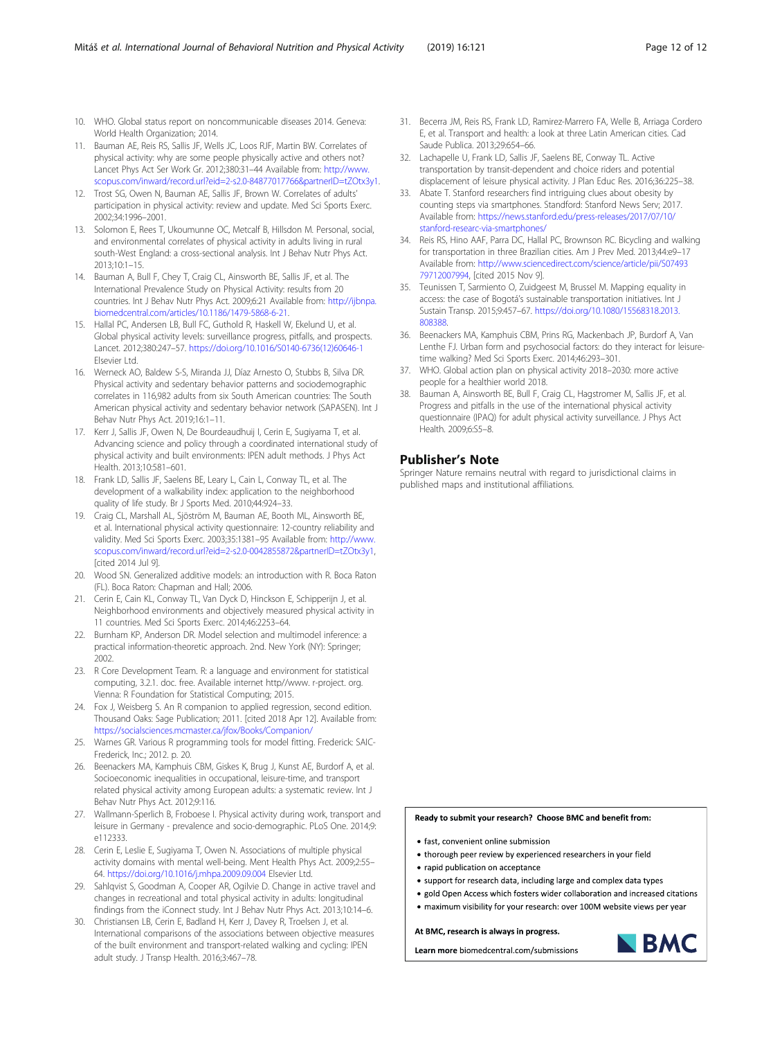10. WHO. Global status report on noncommunicable diseases 2014. Geneva: World Health Organization; 2014.
11. Bauman AE, Reis RS, Sallis JF, Wells JC, Loos RJF, Martin BW. Correlates of physical activity: why are some people physically active and others not? Lancet Phys Act Ser Work Gr. 2012;380:31–44 Available from: http://www.scopus.com/inward/record.url?eid=2-s2.0-84877017766&partnerID=tZOtx3y1.
12. Trost SG, Owen N, Bauman AE, Sallis JF, Brown W. Correlates of adults' participation in physical activity: review and update. Med Sci Sports Exerc. 2002;34:1996–2001.
13. Solomon E, Rees T, Ukoumunne OC, Metcalf B, Hillsdon M. Personal, social, and environmental correlates of physical activity in adults living in rural south-West England: a cross-sectional analysis. Int J Behav Nutr Phys Act. 2013;10:1–15.
14. Bauman A, Bull F, Chey T, Craig CL, Ainsworth BE, Sallis JF, et al. The International Prevalence Study on Physical Activity: results from 20 countries. Int J Behav Nutr Phys Act. 2009;6:21 Available from: http://ijbnpa.biomedcentral.com/articles/10.1186/1479-5868-6-21.
15. Hallal PC, Andersen LB, Bull FC, Guthold R, Haskell W, Ekelund U, et al. Global physical activity levels: surveillance progress, pitfalls, and prospects. Lancet. 2012;380:247–57. https://doi.org/10.1016/S0140-6736(12)60646-1 Elsevier Ltd.
16. Werneck AO, Baldew S-S, Miranda JJ, Díaz Arnesto O, Stubbs B, Silva DR. Physical activity and sedentary behavior patterns and sociodemographic correlates in 116,982 adults from six South American countries: The South American physical activity and sedentary behavior network (SAPASEN). Int J Behav Nutr Phys Act. 2019;16:1–11.
17. Kerr J, Sallis JF, Owen N, De Bourdeaudhuij I, Cerin E, Sugiyama T, et al. Advancing science and policy through a coordinated international study of physical activity and built environments: IPEN adult methods. J Phys Act Health. 2013;10:581–601.
18. Frank LD, Sallis JF, Saelens BE, Leary L, Cain L, Conway TL, et al. The development of a walkability index: application to the neighborhood quality of life study. Br J Sports Med. 2010;44:924–33.
19. Craig CL, Marshall AL, Sjöström M, Bauman AE, Booth ML, Ainsworth BE, et al. International physical activity questionnaire: 12-country reliability and validity. Med Sci Sports Exerc. 2003;35:1381–95 Available from: http://www.scopus.com/inward/record.url?eid=2-s2.0-0042855872&partnerID=tZOtx3y1, [cited 2014 Jul 9].
20. Wood SN. Generalized additive models: an introduction with R. Boca Raton (FL). Boca Raton: Chapman and Hall; 2006.
21. Cerin E, Cain KL, Conway TL, Van Dyck D, Hinckson E, Schipperijn J, et al. Neighborhood environments and objectively measured physical activity in 11 countries. Med Sci Sports Exerc. 2014;46:2253–64.
22. Burnham KP, Anderson DR. Model selection and multimodel inference: a practical information-theoretic approach. 2nd. New York (NY): Springer; 2002.
23. R Core Development Team. R: a language and environment for statistical computing, 3.2.1. doc. free. Available internet http//www. r-project. org. Vienna: R Foundation for Statistical Computing; 2015.
24. Fox J, Weisberg S. An R companion to applied regression, second edition. Thousand Oaks: Sage Publication; 2011. [cited 2018 Apr 12]. Available from: https://socialsciences.mcmaster.ca/jfox/Books/Companion/
25. Warnes GR. Various R programming tools for model fitting. Frederick: SAIC-Frederick, Inc.; 2012. p. 20.
26. Beenackers MA, Kamphuis CBM, Giskes K, Brug J, Kunst AE, Burdorf A, et al. Socioeconomic inequalities in occupational, leisure-time, and transport related physical activity among European adults: a systematic review. Int J Behav Nutr Phys Act. 2012;9:116.
27. Wallmann-Sperlich B, Froboese I. Physical activity during work, transport and leisure in Germany - prevalence and socio-demographic. PLoS One. 2014;9:e112333.
28. Cerin E, Leslie E, Sugiyama T, Owen N. Associations of multiple physical activity domains with mental well-being. Ment Health Phys Act. 2009;2:55–64. https://doi.org/10.1016/j.mhpa.2009.09.004 Elsevier Ltd.
29. Sahlqvist S, Goodman A, Cooper AR, Ogilvie D. Change in active travel and changes in recreational and total physical activity in adults: longitudinal findings from the iConnect study. Int J Behav Nutr Phys Act. 2013;10:14–6.
30. Christiansen LB, Cerin E, Badland H, Kerr J, Davey R, Troelsen J, et al. International comparisons of the associations between objective measures of the built environment and transport-related walking and cycling: IPEN adult study. J Transp Health. 2016;3:467–78.
31. Becerra JM, Reis RS, Frank LD, Ramirez-Marrero FA, Welle B, Arriaga Cordero E, et al. Transport and health: a look at three Latin American cities. Cad Saude Publica. 2013;29:654–66.
32. Lachapelle U, Frank LD, Sallis JF, Saelens BE, Conway TL. Active transportation by transit-dependent and choice riders and potential displacement of leisure physical activity. J Plan Educ Res. 2016;36:225–38.
33. Abate T. Stanford researchers find intriguing clues about obesity by counting steps via smartphones. Standford: Stanford News Serv; 2017. Available from: https://news.stanford.edu/press-releases/2017/07/10/stanford-researc-via-smartphones/
34. Reis RS, Hino AAF, Parra DC, Hallal PC, Brownson RC. Bicycling and walking for transportation in three Brazilian cities. Am J Prev Med. 2013;44:e9–17 Available from: http://www.sciencedirect.com/science/article/pii/S0749379712007994, [cited 2015 Nov 9].
35. Teunissen T, Sarmiento O, Zuidgeest M, Brussel M. Mapping equality in access: the case of Bogotá's sustainable transportation initiatives. Int J Sustain Transp. 2015;9:457–67. https://doi.org/10.1080/15568318.2013.808388.
36. Beenackers MA, Kamphuis CBM, Prins RG, Mackenbach JP, Burdorf A, Van Lenthe FJ. Urban form and psychosocial factors: do they interact for leisure-time walking? Med Sci Sports Exerc. 2014;46:293–301.
37. WHO. Global action plan on physical activity 2018–2030: more active people for a healthier world 2018.
38. Bauman A, Ainsworth BE, Bull F, Craig CL, Hagstromer M, Sallis JF, et al. Progress and pitfalls in the use of the international physical activity questionnaire (IPAQ) for adult physical activity surveillance. J Phys Act Health. 2009;6:S5–8.

## Publisher's Note

Springer Nature remains neutral with regard to jurisdictional claims in published maps and institutional affiliations.

**Ready to submit your research? Choose BMC and benefit from:**

- fast, convenient online submission
- thorough peer review by experienced researchers in your field
- rapid publication on acceptance
- support for research data, including large and complex data types
- gold Open Access which fosters wider collaboration and increased citations
- maximum visibility for your research: over 100M website views per year

**At BMC, research is always in progress.**

**Learn more** biomedcentral.com/submissions

BMC